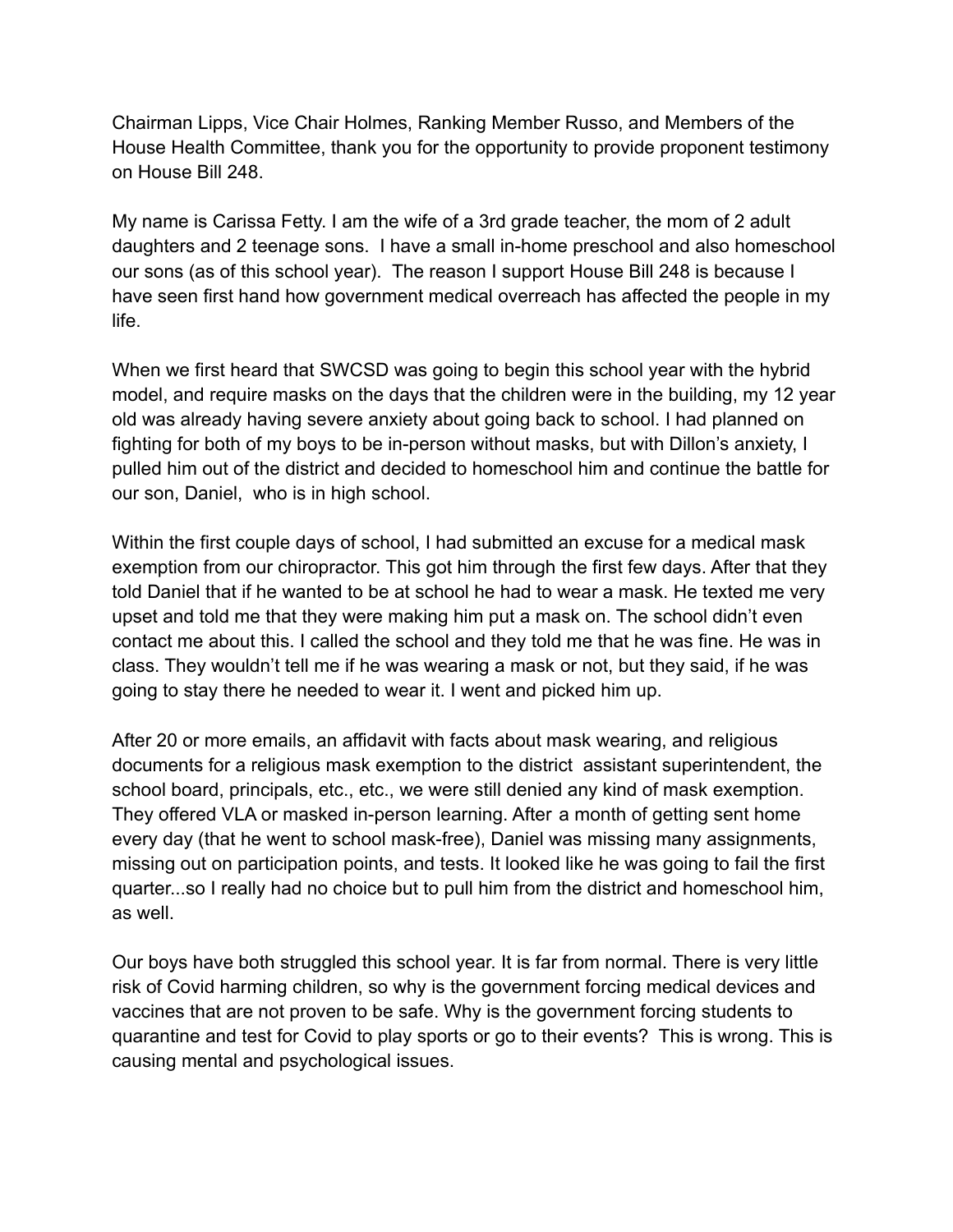Chairman Lipps, Vice Chair Holmes, Ranking Member Russo, and Members of the House Health Committee, thank you for the opportunity to provide proponent testimony on House Bill 248.

My name is Carissa Fetty. I am the wife of a 3rd grade teacher, the mom of 2 adult daughters and 2 teenage sons. I have a small in-home preschool and also homeschool our sons (as of this school year). The reason I support House Bill 248 is because I have seen first hand how government medical overreach has affected the people in my life.

When we first heard that SWCSD was going to begin this school year with the hybrid model, and require masks on the days that the children were in the building, my 12 year old was already having severe anxiety about going back to school. I had planned on fighting for both of my boys to be in-person without masks, but with Dillon's anxiety, I pulled him out of the district and decided to homeschool him and continue the battle for our son, Daniel, who is in high school.

Within the first couple days of school, I had submitted an excuse for a medical mask exemption from our chiropractor. This got him through the first few days. After that they told Daniel that if he wanted to be at school he had to wear a mask. He texted me very upset and told me that they were making him put a mask on. The school didn't even contact me about this. I called the school and they told me that he was fine. He was in class. They wouldn't tell me if he was wearing a mask or not, but they said, if he was going to stay there he needed to wear it. I went and picked him up.

After 20 or more emails, an affidavit with facts about mask wearing, and religious documents for a religious mask exemption to the district assistant superintendent, the school board, principals, etc., etc., we were still denied any kind of mask exemption. They offered VLA or masked in-person learning. After a month of getting sent home every day (that he went to school mask-free), Daniel was missing many assignments, missing out on participation points, and tests. It looked like he was going to fail the first quarter...so I really had no choice but to pull him from the district and homeschool him, as well.

Our boys have both struggled this school year. It is far from normal. There is very little risk of Covid harming children, so why is the government forcing medical devices and vaccines that are not proven to be safe. Why is the government forcing students to quarantine and test for Covid to play sports or go to their events? This is wrong. This is causing mental and psychological issues.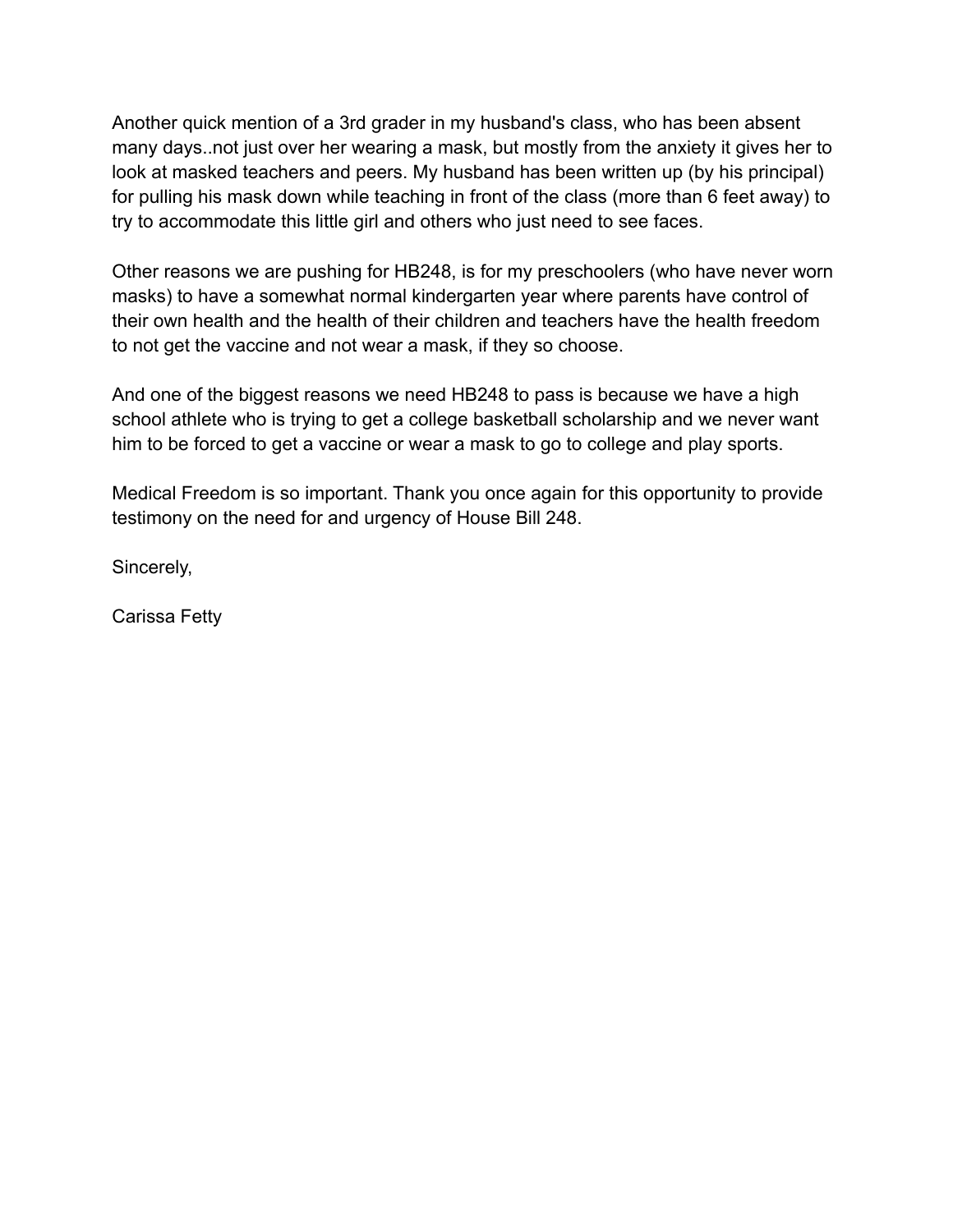Another quick mention of a 3rd grader in my husband's class, who has been absent many days..not just over her wearing a mask, but mostly from the anxiety it gives her to look at masked teachers and peers. My husband has been written up (by his principal) for pulling his mask down while teaching in front of the class (more than 6 feet away) to try to accommodate this little girl and others who just need to see faces.

Other reasons we are pushing for HB248, is for my preschoolers (who have never worn masks) to have a somewhat normal kindergarten year where parents have control of their own health and the health of their children and teachers have the health freedom to not get the vaccine and not wear a mask, if they so choose.

And one of the biggest reasons we need HB248 to pass is because we have a high school athlete who is trying to get a college basketball scholarship and we never want him to be forced to get a vaccine or wear a mask to go to college and play sports.

Medical Freedom is so important. Thank you once again for this opportunity to provide testimony on the need for and urgency of House Bill 248.

Sincerely,

Carissa Fetty